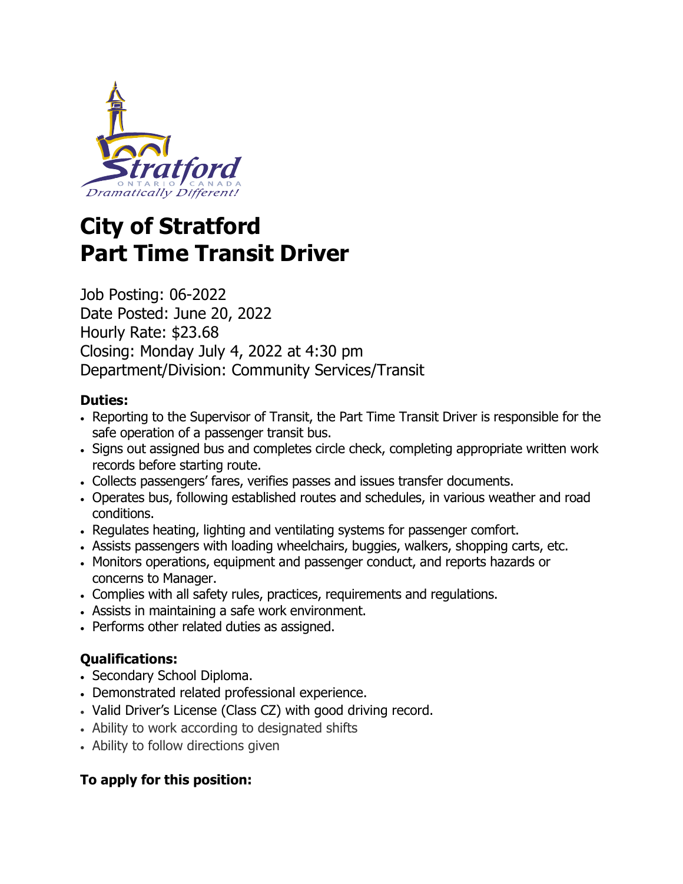# City of Stratford
# Part Time Transit Driver

Job Posting: 06-2022
Date Posted: June 20, 2022
Hourly Rate: $23.68
Closing: Monday July 4, 2022 at 4:30 pm
Department/Division: Community Services/Transit

**Duties:**

- Reporting to the Supervisor of Transit, the Part Time Transit Driver is responsible for the safe operation of a passenger transit bus.
- Signs out assigned bus and completes circle check, completing appropriate written work records before starting route.
- Collects passengers' fares, verifies passes and issues transfer documents.
- Operates bus, following established routes and schedules, in various weather and road conditions.
- Regulates heating, lighting and ventilating systems for passenger comfort.
- Assists passengers with loading wheelchairs, buggies, walkers, shopping carts, etc.
- Monitors operations, equipment and passenger conduct, and reports hazards or concerns to Manager.
- Complies with all safety rules, practices, requirements and regulations.
- Assists in maintaining a safe work environment.
- Performs other related duties as assigned.

**Qualifications:**

- Secondary School Diploma.
- Demonstrated related professional experience.
- Valid Driver's License (Class CZ) with good driving record.
- Ability to work according to designated shifts
- Ability to follow directions given

**To apply for this position:**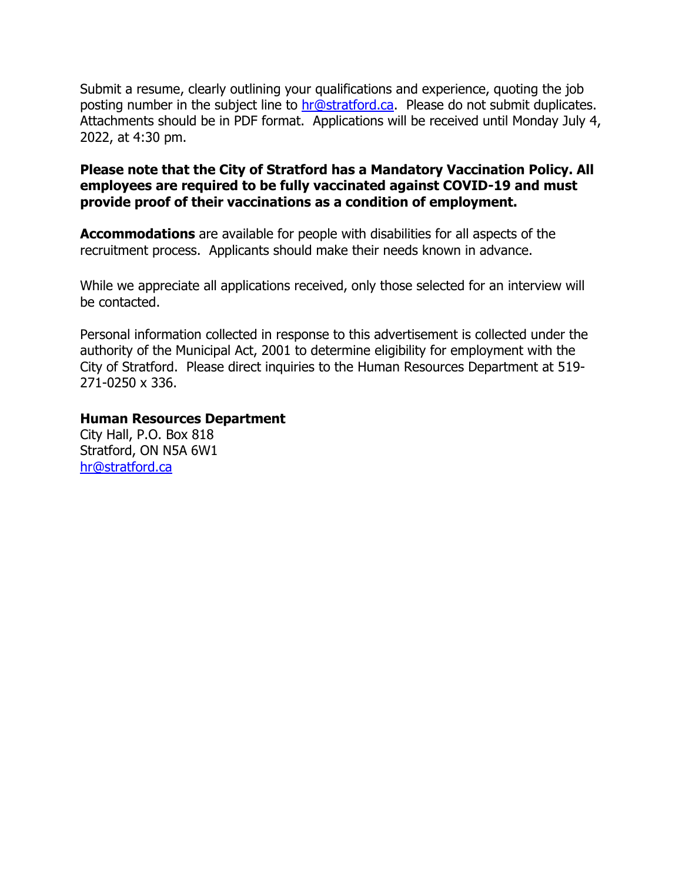Submit a resume, clearly outlining your qualifications and experience, quoting the job posting number in the subject line to hr@stratford.ca. Please do not submit duplicates. Attachments should be in PDF format. Applications will be received until Monday July 4, 2022, at 4:30 pm.

**Please note that the City of Stratford has a Mandatory Vaccination Policy. All employees are required to be fully vaccinated against COVID-19 and must provide proof of their vaccinations as a condition of employment.**

**Accommodations** are available for people with disabilities for all aspects of the recruitment process. Applicants should make their needs known in advance.

While we appreciate all applications received, only those selected for an interview will be contacted.

Personal information collected in response to this advertisement is collected under the authority of the Municipal Act, 2001 to determine eligibility for employment with the City of Stratford. Please direct inquiries to the Human Resources Department at 519-271-0250 x 336.

**Human Resources Department**
City Hall, P.O. Box 818
Stratford, ON N5A 6W1
hr@stratford.ca